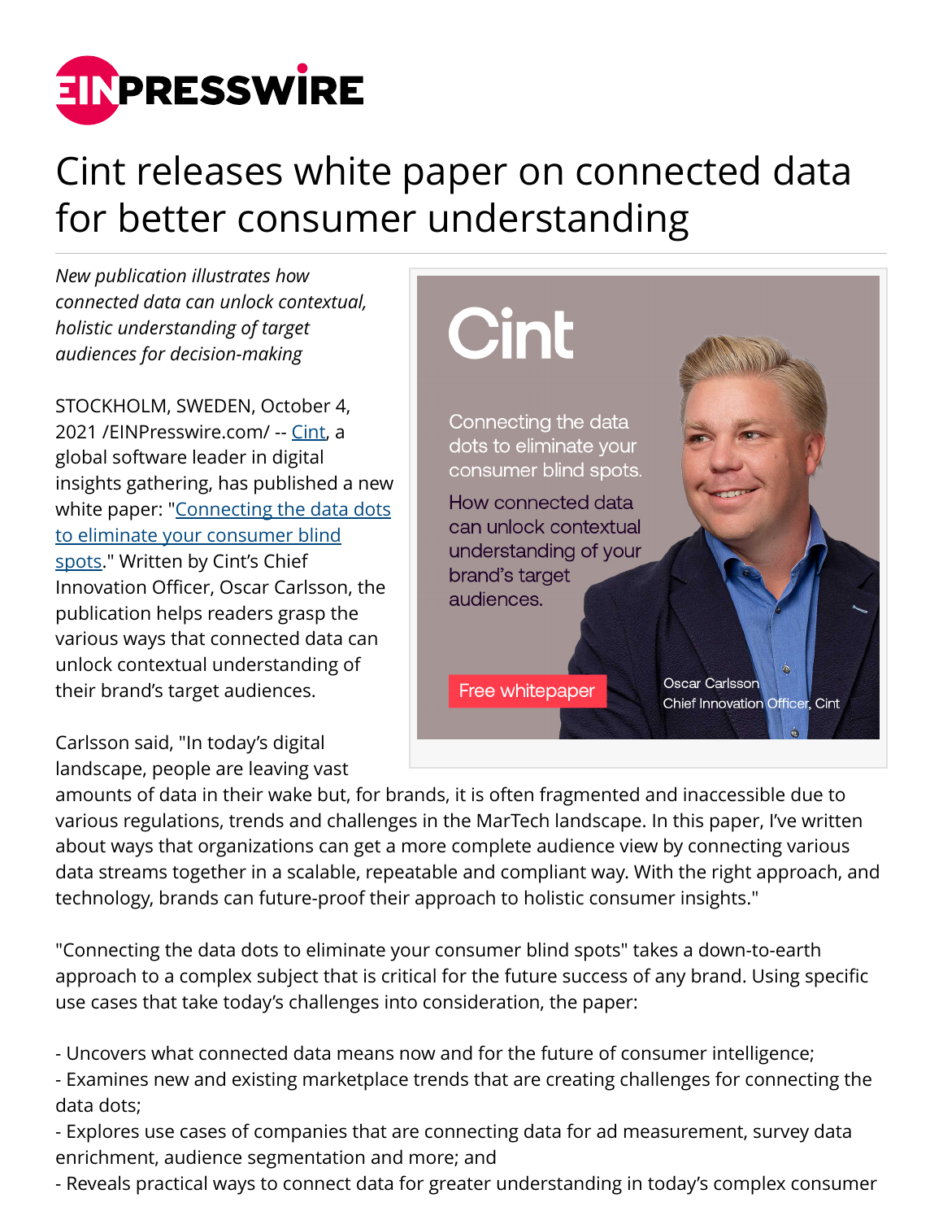# Cint releases white paper on connected data for better consumer understanding

*New publication illustrates how connected data can unlock contextual, holistic understanding of target audiences for decision-making*

STOCKHOLM, SWEDEN, October 4, 2021 /EINPresswire.com/ -- Cint, a global software leader in digital insights gathering, has published a new white paper: "Connecting the data dots to eliminate your consumer blind spots." Written by Cint's Chief Innovation Officer, Oscar Carlsson, the publication helps readers grasp the various ways that connected data can unlock contextual understanding of their brand's target audiences.

Carlsson said, "In today's digital landscape, people are leaving vast amounts of data in their wake but, for brands, it is often fragmented and inaccessible due to various regulations, trends and challenges in the MarTech landscape. In this paper, I've written about ways that organizations can get a more complete audience view by connecting various data streams together in a scalable, repeatable and compliant way. With the right approach, and technology, brands can future-proof their approach to holistic consumer insights."

"Connecting the data dots to eliminate your consumer blind spots" takes a down-to-earth approach to a complex subject that is critical for the future success of any brand. Using specific use cases that take today's challenges into consideration, the paper:

- Uncovers what connected data means now and for the future of consumer intelligence;
- Examines new and existing marketplace trends that are creating challenges for connecting the data dots;
- Explores use cases of companies that are connecting data for ad measurement, survey data enrichment, audience segmentation and more; and
- Reveals practical ways to connect data for greater understanding in today's complex consumer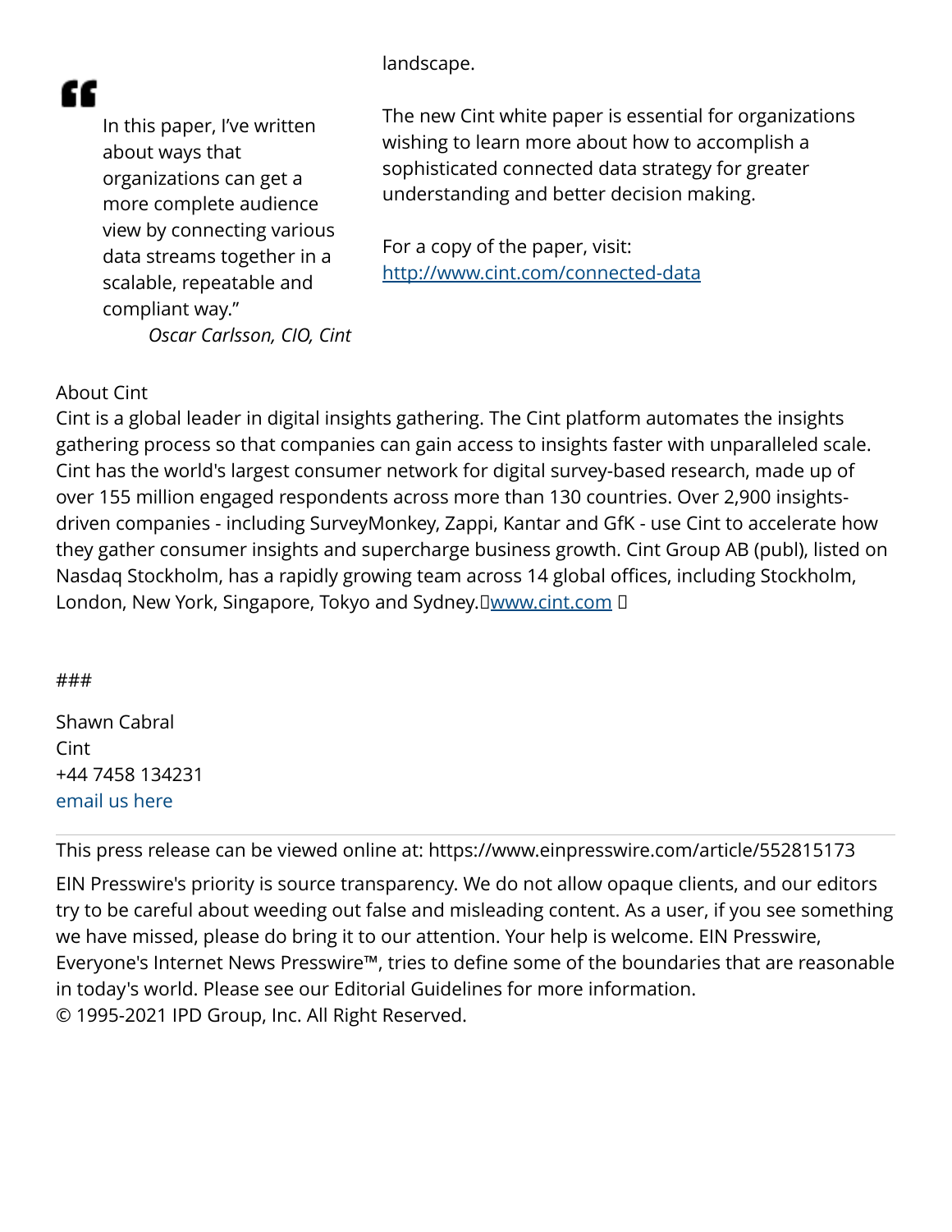> In this paper, I've written about ways that organizations can get a more complete audience view by connecting various data streams together in a scalable, repeatable and compliant way."
>
> *Oscar Carlsson, CIO, Cint*

landscape.

The new Cint white paper is essential for organizations wishing to learn more about how to accomplish a sophisticated connected data strategy for greater understanding and better decision making.

For a copy of the paper, visit:
http://www.cint.com/connected-data

About Cint
Cint is a global leader in digital insights gathering. The Cint platform automates the insights gathering process so that companies can gain access to insights faster with unparalleled scale. Cint has the world's largest consumer network for digital survey-based research, made up of over 155 million engaged respondents across more than 130 countries. Over 2,900 insights-driven companies - including SurveyMonkey, Zappi, Kantar and GfK - use Cint to accelerate how they gather consumer insights and supercharge business growth. Cint Group AB (publ), listed on Nasdaq Stockholm, has a rapidly growing team across 14 global offices, including Stockholm, London, New York, Singapore, Tokyo and Sydney. www.cint.com

###

Shawn Cabral
Cint
+44 7458 134231
email us here

---

This press release can be viewed online at: https://www.einpresswire.com/article/552815173

EIN Presswire's priority is source transparency. We do not allow opaque clients, and our editors try to be careful about weeding out false and misleading content. As a user, if you see something we have missed, please do bring it to our attention. Your help is welcome. EIN Presswire, Everyone's Internet News Presswire™, tries to define some of the boundaries that are reasonable in today's world. Please see our Editorial Guidelines for more information.
© 1995-2021 IPD Group, Inc. All Right Reserved.